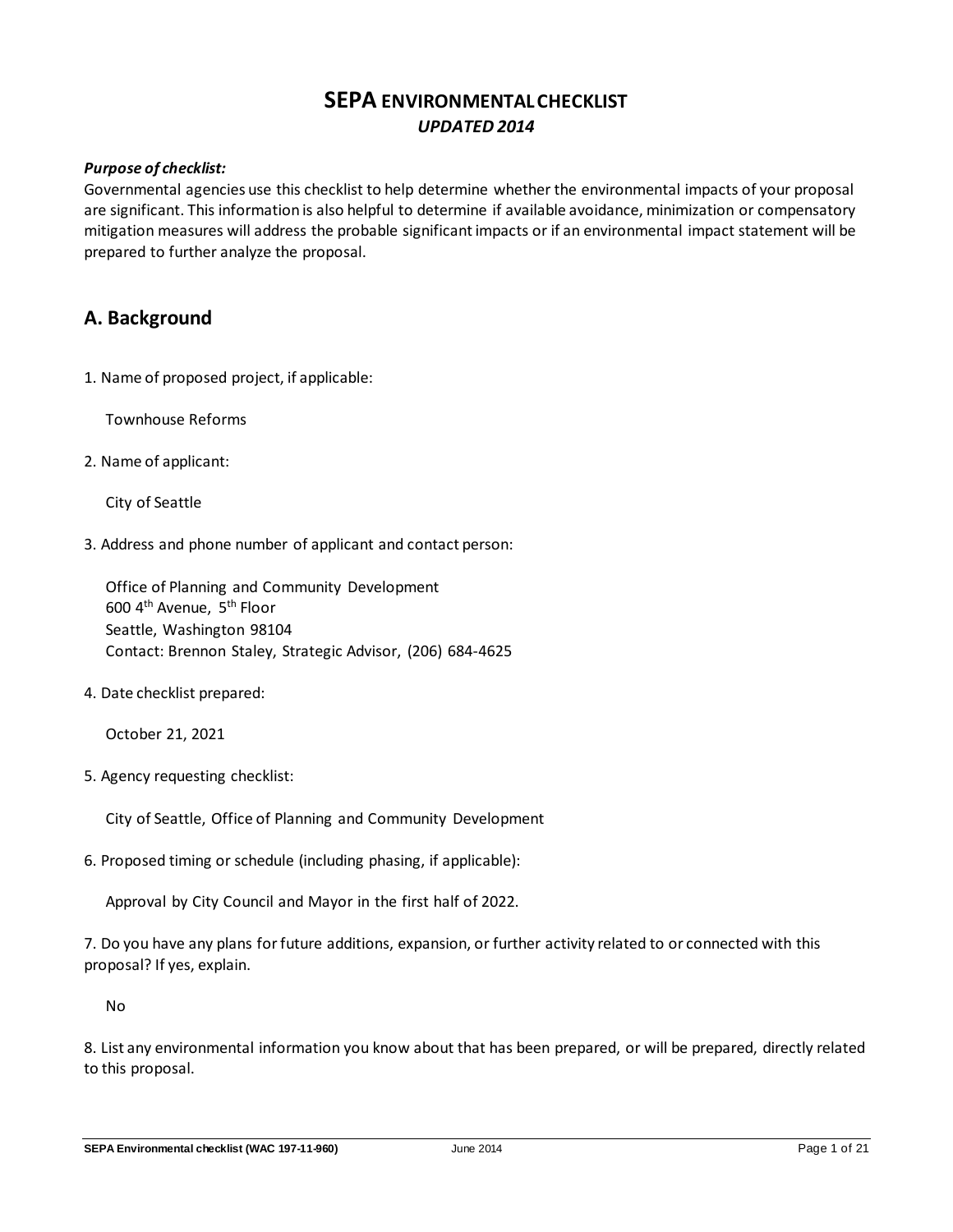# SEPA ENVIRONMENTAL CHECKLIST

*UPDATED 2014*

***Purpose of checklist:***

Governmental agencies use this checklist to help determine whether the environmental impacts of your proposal are significant. This information is also helpful to determine if available avoidance, minimization or compensatory mitigation measures will address the probable significant impacts or if an environmental impact statement will be prepared to further analyze the proposal.

## A. Background

1. Name of proposed project, if applicable:

   Townhouse Reforms

2. Name of applicant:

   City of Seattle

3. Address and phone number of applicant and contact person:

   Office of Planning and Community Development
   600 4th Avenue, 5th Floor
   Seattle, Washington 98104
   Contact: Brennon Staley, Strategic Advisor, (206) 684-4625

4. Date checklist prepared:

   October 21, 2021

5. Agency requesting checklist:

   City of Seattle, Office of Planning and Community Development

6. Proposed timing or schedule (including phasing, if applicable):

   Approval by City Council and Mayor in the first half of 2022.

7. Do you have any plans for future additions, expansion, or further activity related to or connected with this proposal? If yes, explain.

   No

8. List any environmental information you know about that has been prepared, or will be prepared, directly related to this proposal.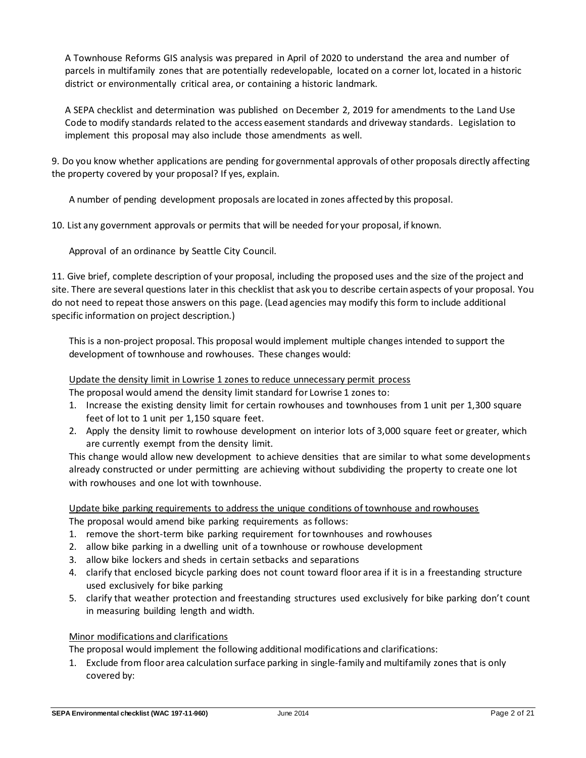A Townhouse Reforms GIS analysis was prepared in April of 2020 to understand the area and number of parcels in multifamily zones that are potentially redevelopable, located on a corner lot, located in a historic district or environmentally critical area, or containing a historic landmark.

A SEPA checklist and determination was published on December 2, 2019 for amendments to the Land Use Code to modify standards related to the access easement standards and driveway standards. Legislation to implement this proposal may also include those amendments as well.

9. Do you know whether applications are pending for governmental approvals of other proposals directly affecting the property covered by your proposal? If yes, explain.

A number of pending development proposals are located in zones affected by this proposal.

10. List any government approvals or permits that will be needed for your proposal, if known.

Approval of an ordinance by Seattle City Council.

11. Give brief, complete description of your proposal, including the proposed uses and the size of the project and site. There are several questions later in this checklist that ask you to describe certain aspects of your proposal. You do not need to repeat those answers on this page. (Lead agencies may modify this form to include additional specific information on project description.)

This is a non-project proposal. This proposal would implement multiple changes intended to support the development of townhouse and rowhouses. These changes would:

<u>Update the density limit in Lowrise 1 zones to reduce unnecessary permit process</u>

The proposal would amend the density limit standard for Lowrise 1 zones to:

1. Increase the existing density limit for certain rowhouses and townhouses from 1 unit per 1,300 square feet of lot to 1 unit per 1,150 square feet.
2. Apply the density limit to rowhouse development on interior lots of 3,000 square feet or greater, which are currently exempt from the density limit.

This change would allow new development to achieve densities that are similar to what some developments already constructed or under permitting are achieving without subdividing the property to create one lot with rowhouses and one lot with townhouse.

<u>Update bike parking requirements to address the unique conditions of townhouse and rowhouses</u>

The proposal would amend bike parking requirements as follows:

1. remove the short-term bike parking requirement for townhouses and rowhouses
2. allow bike parking in a dwelling unit of a townhouse or rowhouse development
3. allow bike lockers and sheds in certain setbacks and separations
4. clarify that enclosed bicycle parking does not count toward floor area if it is in a freestanding structure used exclusively for bike parking
5. clarify that weather protection and freestanding structures used exclusively for bike parking don't count in measuring building length and width.

<u>Minor modifications and clarifications</u>

The proposal would implement the following additional modifications and clarifications:

1. Exclude from floor area calculation surface parking in single-family and multifamily zones that is only covered by: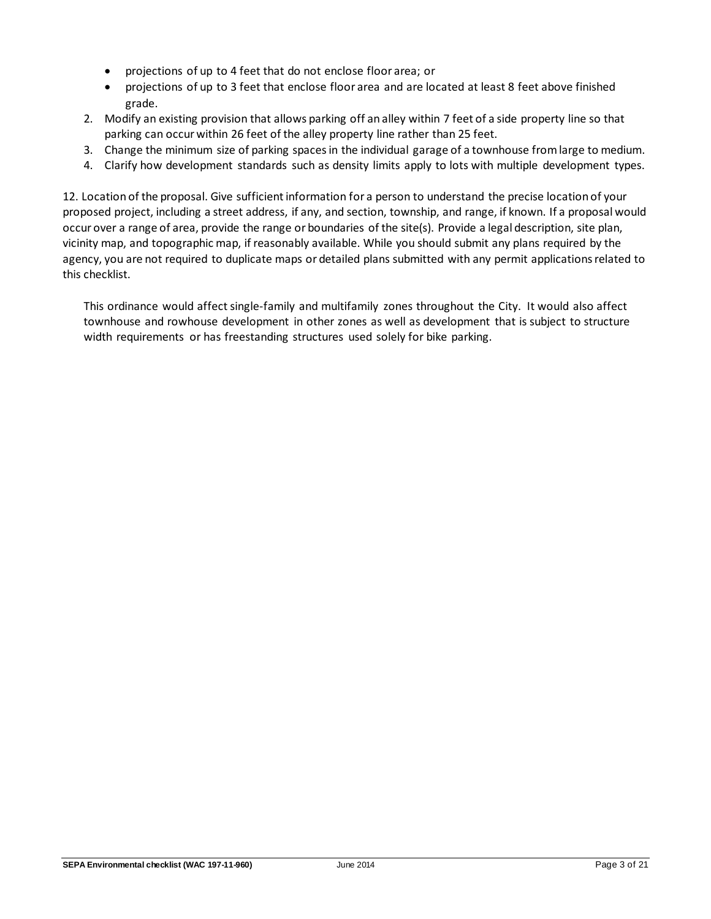- projections of up to 4 feet that do not enclose floor area; or
- projections of up to 3 feet that enclose floor area and are located at least 8 feet above finished grade.

2. Modify an existing provision that allows parking off an alley within 7 feet of a side property line so that parking can occur within 26 feet of the alley property line rather than 25 feet.
3. Change the minimum size of parking spaces in the individual garage of a townhouse from large to medium.
4. Clarify how development standards such as density limits apply to lots with multiple development types.

12. Location of the proposal. Give sufficient information for a person to understand the precise location of your proposed project, including a street address, if any, and section, township, and range, if known. If a proposal would occur over a range of area, provide the range or boundaries of the site(s). Provide a legal description, site plan, vicinity map, and topographic map, if reasonably available. While you should submit any plans required by the agency, you are not required to duplicate maps or detailed plans submitted with any permit applications related to this checklist.

This ordinance would affect single-family and multifamily zones throughout the City. It would also affect townhouse and rowhouse development in other zones as well as development that is subject to structure width requirements or has freestanding structures used solely for bike parking.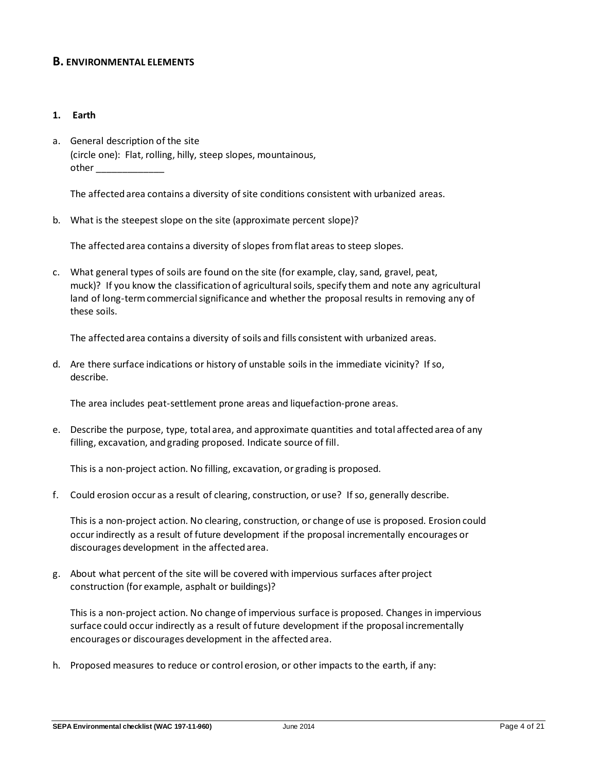## B. ENVIRONMENTAL ELEMENTS

### 1. Earth

a. General description of the site
(circle one): Flat, rolling, hilly, steep slopes, mountainous,
other _____________

The affected area contains a diversity of site conditions consistent with urbanized areas.

b. What is the steepest slope on the site (approximate percent slope)?

The affected area contains a diversity of slopes from flat areas to steep slopes.

c. What general types of soils are found on the site (for example, clay, sand, gravel, peat, muck)? If you know the classification of agricultural soils, specify them and note any agricultural land of long-term commercial significance and whether the proposal results in removing any of these soils.

The affected area contains a diversity of soils and fills consistent with urbanized areas.

d. Are there surface indications or history of unstable soils in the immediate vicinity? If so, describe.

The area includes peat-settlement prone areas and liquefaction-prone areas.

e. Describe the purpose, type, total area, and approximate quantities and total affected area of any filling, excavation, and grading proposed. Indicate source of fill.

This is a non-project action. No filling, excavation, or grading is proposed.

f. Could erosion occur as a result of clearing, construction, or use? If so, generally describe.

This is a non-project action. No clearing, construction, or change of use is proposed. Erosion could occur indirectly as a result of future development if the proposal incrementally encourages or discourages development in the affected area.

g. About what percent of the site will be covered with impervious surfaces after project construction (for example, asphalt or buildings)?

This is a non-project action. No change of impervious surface is proposed. Changes in impervious surface could occur indirectly as a result of future development if the proposal incrementally encourages or discourages development in the affected area.

h. Proposed measures to reduce or control erosion, or other impacts to the earth, if any: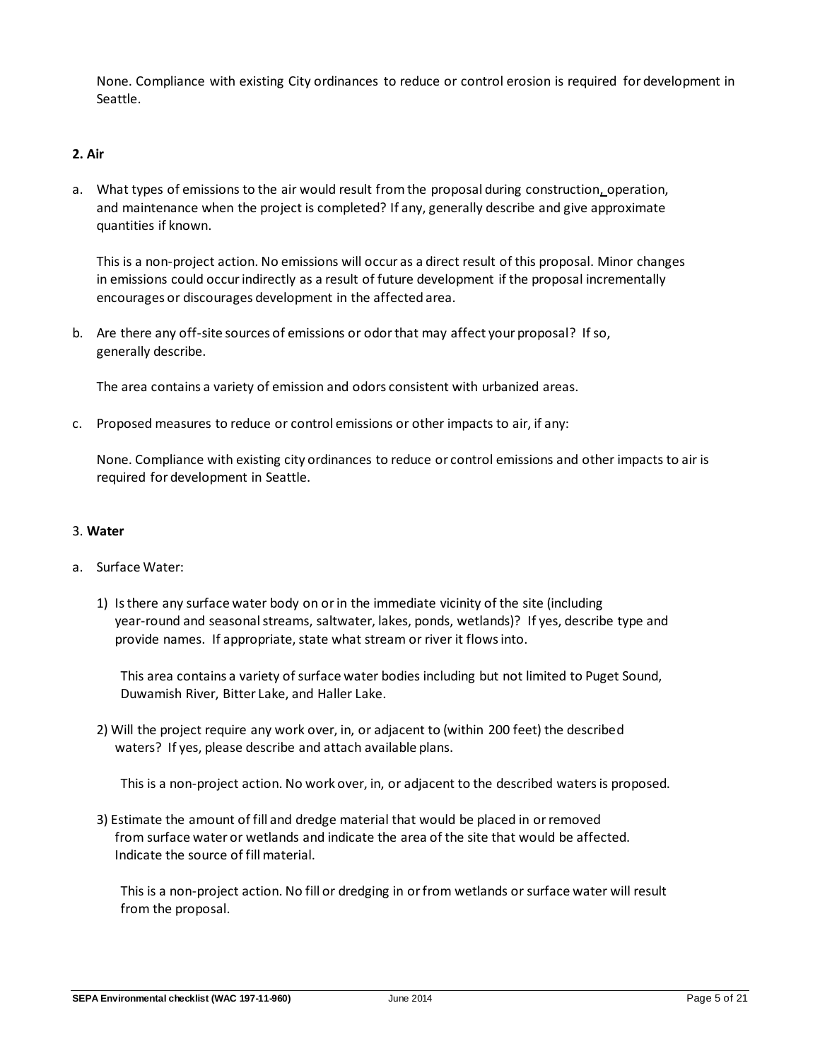None. Compliance with existing City ordinances to reduce or control erosion is required for development in Seattle.

**2. Air**

a. What types of emissions to the air would result from the proposal during construction, operation, and maintenance when the project is completed? If any, generally describe and give approximate quantities if known.

   This is a non-project action. No emissions will occur as a direct result of this proposal. Minor changes in emissions could occur indirectly as a result of future development if the proposal incrementally encourages or discourages development in the affected area.

b. Are there any off-site sources of emissions or odor that may affect your proposal? If so, generally describe.

   The area contains a variety of emission and odors consistent with urbanized areas.

c. Proposed measures to reduce or control emissions or other impacts to air, if any:

   None. Compliance with existing city ordinances to reduce or control emissions and other impacts to air is required for development in Seattle.

3. **Water**

a. Surface Water:

   1) Is there any surface water body on or in the immediate vicinity of the site (including year-round and seasonal streams, saltwater, lakes, ponds, wetlands)? If yes, describe type and provide names. If appropriate, state what stream or river it flows into.

      This area contains a variety of surface water bodies including but not limited to Puget Sound, Duwamish River, Bitter Lake, and Haller Lake.

   2) Will the project require any work over, in, or adjacent to (within 200 feet) the described waters? If yes, please describe and attach available plans.

      This is a non-project action. No work over, in, or adjacent to the described waters is proposed.

   3) Estimate the amount of fill and dredge material that would be placed in or removed from surface water or wetlands and indicate the area of the site that would be affected. Indicate the source of fill material.

      This is a non-project action. No fill or dredging in or from wetlands or surface water will result from the proposal.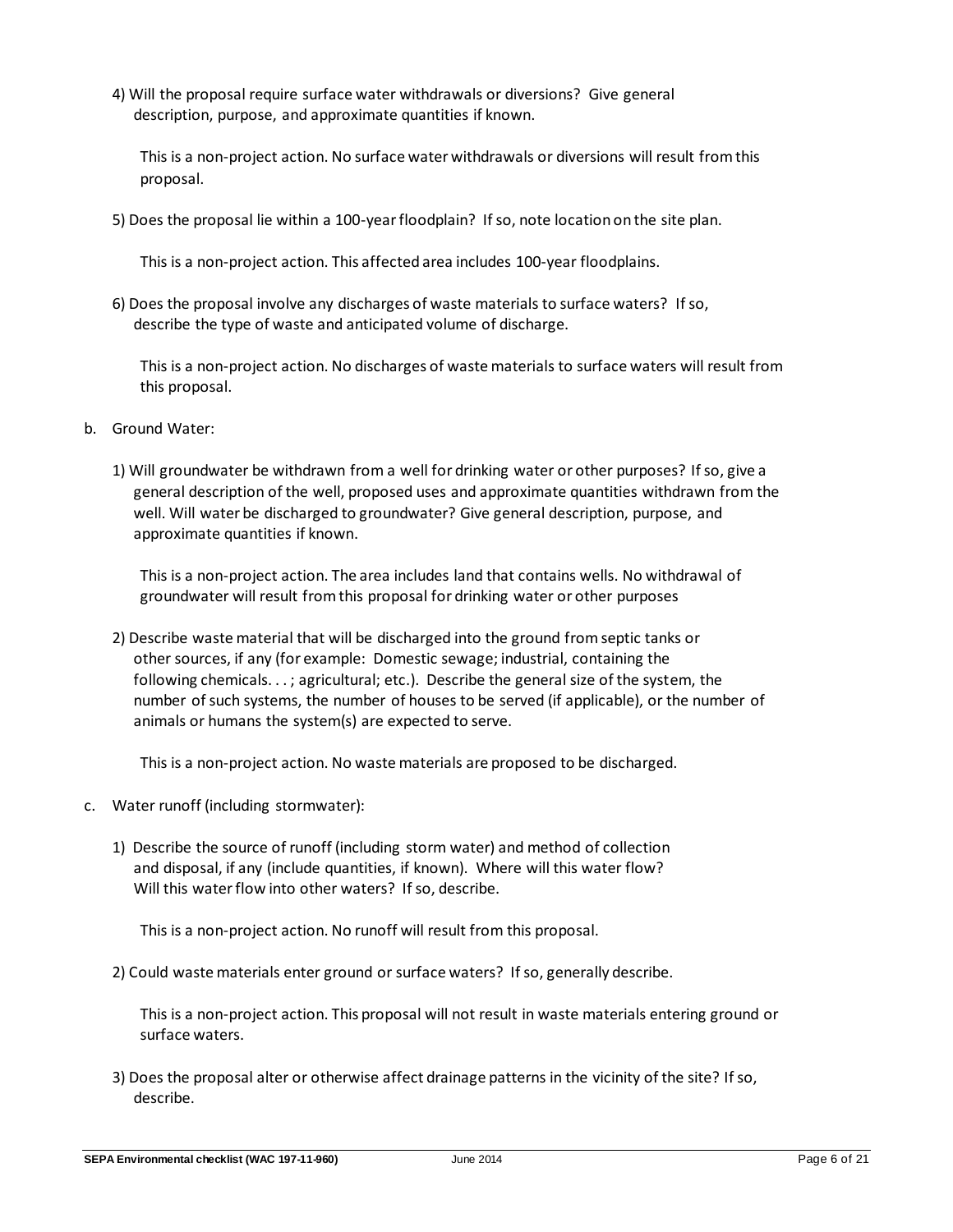4) Will the proposal require surface water withdrawals or diversions? Give general description, purpose, and approximate quantities if known.

   This is a non-project action. No surface water withdrawals or diversions will result from this proposal.

5) Does the proposal lie within a 100-year floodplain? If so, note location on the site plan.

   This is a non-project action. This affected area includes 100-year floodplains.

6) Does the proposal involve any discharges of waste materials to surface waters? If so, describe the type of waste and anticipated volume of discharge.

   This is a non-project action. No discharges of waste materials to surface waters will result from this proposal.

b. Ground Water:

1) Will groundwater be withdrawn from a well for drinking water or other purposes? If so, give a general description of the well, proposed uses and approximate quantities withdrawn from the well. Will water be discharged to groundwater? Give general description, purpose, and approximate quantities if known.

   This is a non-project action. The area includes land that contains wells. No withdrawal of groundwater will result from this proposal for drinking water or other purposes

2) Describe waste material that will be discharged into the ground from septic tanks or other sources, if any (for example: Domestic sewage; industrial, containing the following chemicals. . . ; agricultural; etc.). Describe the general size of the system, the number of such systems, the number of houses to be served (if applicable), or the number of animals or humans the system(s) are expected to serve.

   This is a non-project action. No waste materials are proposed to be discharged.

c. Water runoff (including stormwater):

1) Describe the source of runoff (including storm water) and method of collection and disposal, if any (include quantities, if known). Where will this water flow? Will this water flow into other waters? If so, describe.

   This is a non-project action. No runoff will result from this proposal.

2) Could waste materials enter ground or surface waters? If so, generally describe.

   This is a non-project action. This proposal will not result in waste materials entering ground or surface waters.

3) Does the proposal alter or otherwise affect drainage patterns in the vicinity of the site? If so, describe.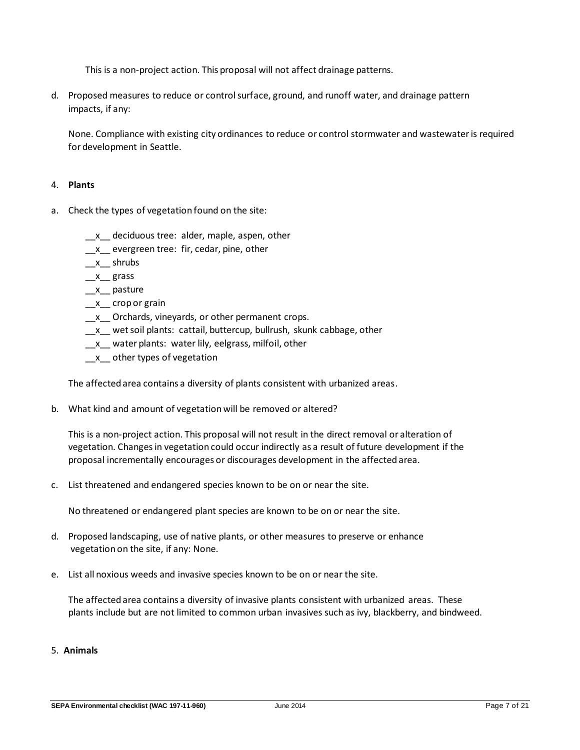This is a non-project action. This proposal will not affect drainage patterns.

d. Proposed measures to reduce or control surface, ground, and runoff water, and drainage pattern impacts, if any:

   None. Compliance with existing city ordinances to reduce or control stormwater and wastewater is required for development in Seattle.

4. **Plants**

a. Check the types of vegetation found on the site:

   __x__ deciduous tree: alder, maple, aspen, other
   __x__ evergreen tree: fir, cedar, pine, other
   __x__ shrubs
   __x__ grass
   __x__ pasture
   __x__ crop or grain
   __x__ Orchards, vineyards, or other permanent crops.
   __x__ wet soil plants: cattail, buttercup, bullrush, skunk cabbage, other
   __x__ water plants: water lily, eelgrass, milfoil, other
   __x__ other types of vegetation

   The affected area contains a diversity of plants consistent with urbanized areas.

b. What kind and amount of vegetation will be removed or altered?

   This is a non-project action. This proposal will not result in the direct removal or alteration of vegetation. Changes in vegetation could occur indirectly as a result of future development if the proposal incrementally encourages or discourages development in the affected area.

c. List threatened and endangered species known to be on or near the site.

   No threatened or endangered plant species are known to be on or near the site.

d. Proposed landscaping, use of native plants, or other measures to preserve or enhance vegetation on the site, if any: None.

e. List all noxious weeds and invasive species known to be on or near the site.

   The affected area contains a diversity of invasive plants consistent with urbanized areas. These plants include but are not limited to common urban invasives such as ivy, blackberry, and bindweed.

5. **Animals**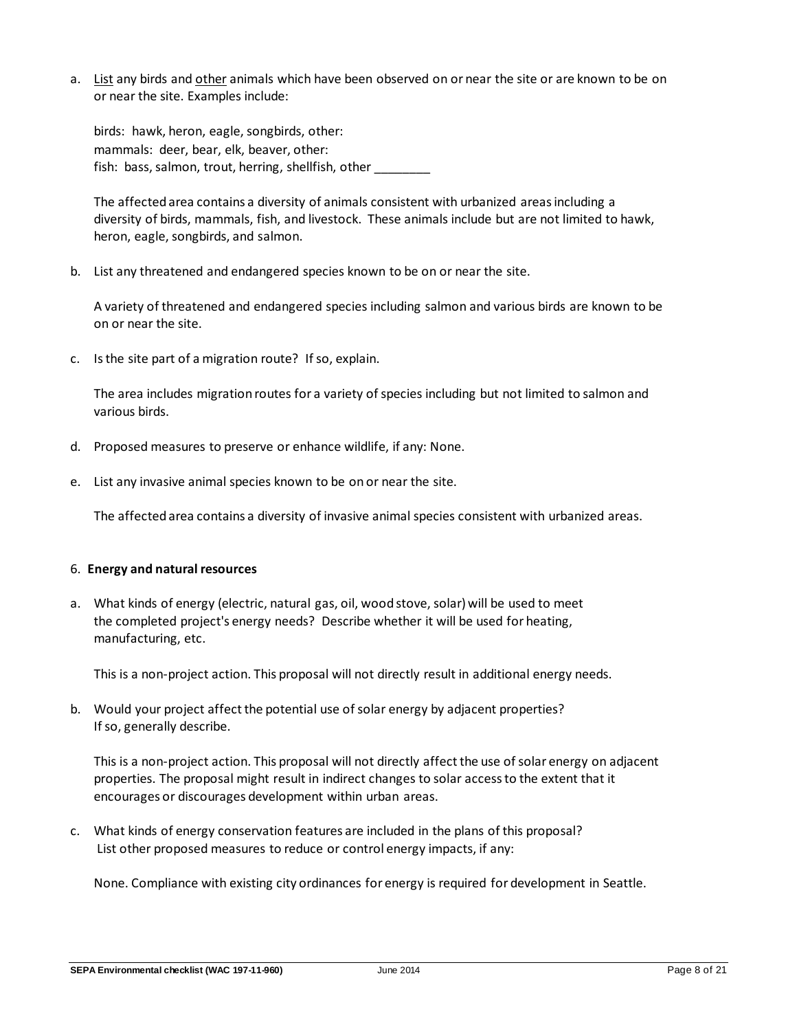a. <u>List</u> any birds and <u>other</u> animals which have been observed on or near the site or are known to be on or near the site. Examples include:

   birds: hawk, heron, eagle, songbirds, other:
   mammals: deer, bear, elk, beaver, other:
   fish: bass, salmon, trout, herring, shellfish, other ________

   The affected area contains a diversity of animals consistent with urbanized areas including a diversity of birds, mammals, fish, and livestock. These animals include but are not limited to hawk, heron, eagle, songbirds, and salmon.

b. List any threatened and endangered species known to be on or near the site.

   A variety of threatened and endangered species including salmon and various birds are known to be on or near the site.

c. Is the site part of a migration route? If so, explain.

   The area includes migration routes for a variety of species including but not limited to salmon and various birds.

d. Proposed measures to preserve or enhance wildlife, if any: None.

e. List any invasive animal species known to be on or near the site.

   The affected area contains a diversity of invasive animal species consistent with urbanized areas.

6. **Energy and natural resources**

a. What kinds of energy (electric, natural gas, oil, wood stove, solar) will be used to meet the completed project's energy needs? Describe whether it will be used for heating, manufacturing, etc.

   This is a non-project action. This proposal will not directly result in additional energy needs.

b. Would your project affect the potential use of solar energy by adjacent properties? If so, generally describe.

   This is a non-project action. This proposal will not directly affect the use of solar energy on adjacent properties. The proposal might result in indirect changes to solar access to the extent that it encourages or discourages development within urban areas.

c. What kinds of energy conservation features are included in the plans of this proposal? List other proposed measures to reduce or control energy impacts, if any:

   None. Compliance with existing city ordinances for energy is required for development in Seattle.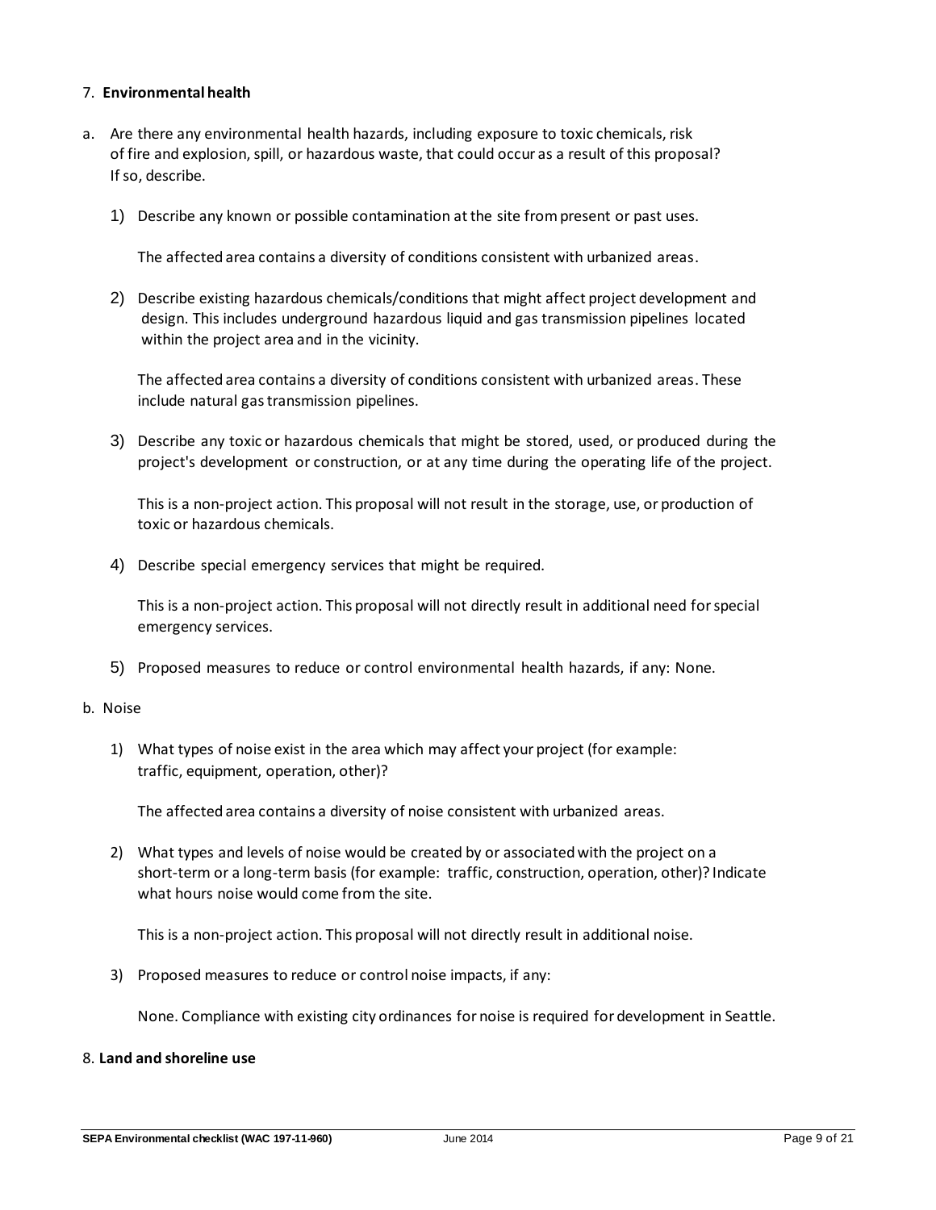7. **Environmental health**

a. Are there any environmental health hazards, including exposure to toxic chemicals, risk of fire and explosion, spill, or hazardous waste, that could occur as a result of this proposal? If so, describe.

1) Describe any known or possible contamination at the site from present or past uses.

   The affected area contains a diversity of conditions consistent with urbanized areas.

2) Describe existing hazardous chemicals/conditions that might affect project development and design. This includes underground hazardous liquid and gas transmission pipelines located within the project area and in the vicinity.

   The affected area contains a diversity of conditions consistent with urbanized areas. These include natural gas transmission pipelines.

3) Describe any toxic or hazardous chemicals that might be stored, used, or produced during the project's development or construction, or at any time during the operating life of the project.

   This is a non-project action. This proposal will not result in the storage, use, or production of toxic or hazardous chemicals.

4) Describe special emergency services that might be required.

   This is a non-project action. This proposal will not directly result in additional need for special emergency services.

5) Proposed measures to reduce or control environmental health hazards, if any: None.

b. Noise

1) What types of noise exist in the area which may affect your project (for example: traffic, equipment, operation, other)?

   The affected area contains a diversity of noise consistent with urbanized areas.

2) What types and levels of noise would be created by or associated with the project on a short-term or a long-term basis (for example: traffic, construction, operation, other)? Indicate what hours noise would come from the site.

   This is a non-project action. This proposal will not directly result in additional noise.

3) Proposed measures to reduce or control noise impacts, if any:

   None. Compliance with existing city ordinances for noise is required for development in Seattle.

8. **Land and shoreline use**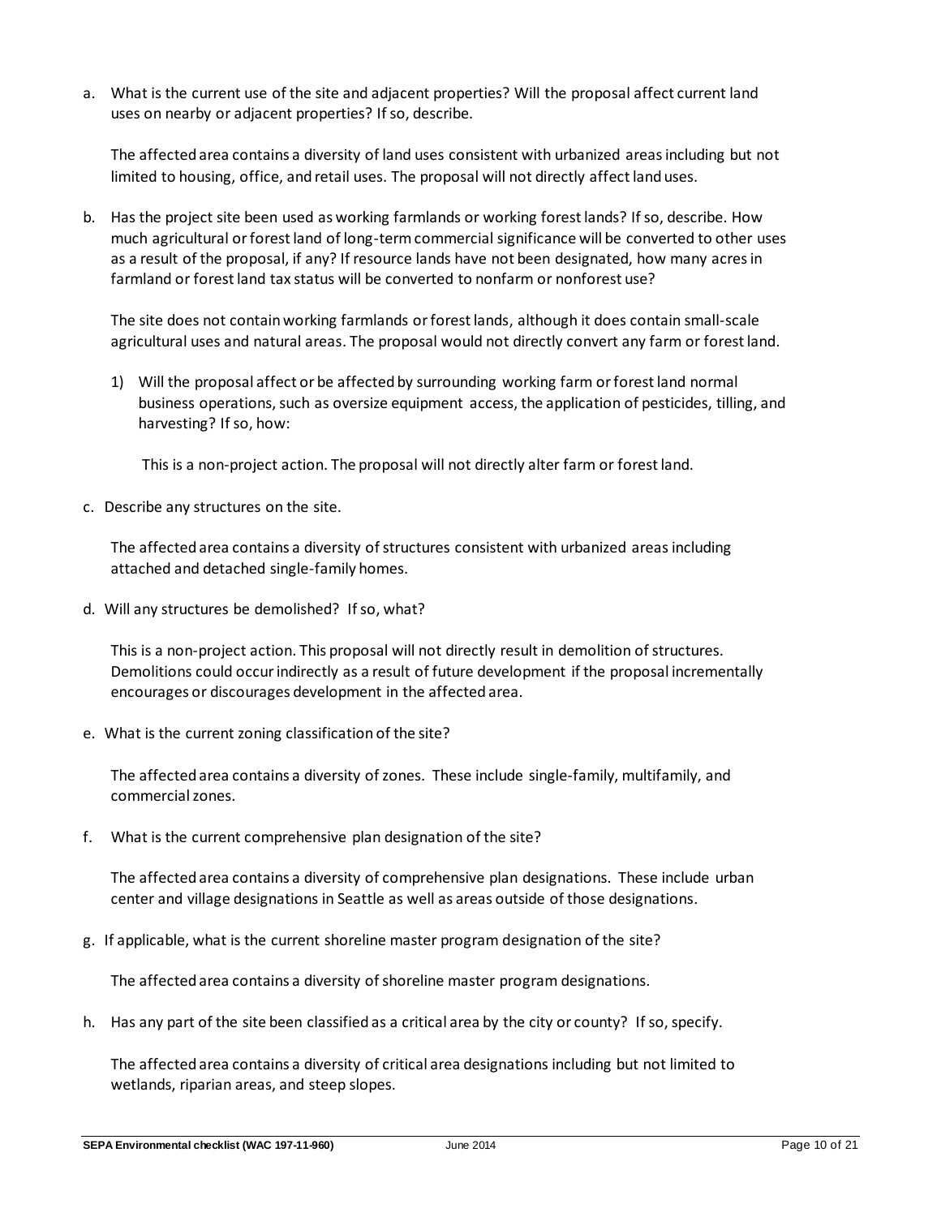a. What is the current use of the site and adjacent properties? Will the proposal affect current land uses on nearby or adjacent properties? If so, describe.

   The affected area contains a diversity of land uses consistent with urbanized areas including but not limited to housing, office, and retail uses. The proposal will not directly affect land uses.

b. Has the project site been used as working farmlands or working forest lands? If so, describe. How much agricultural or forest land of long-term commercial significance will be converted to other uses as a result of the proposal, if any? If resource lands have not been designated, how many acres in farmland or forest land tax status will be converted to nonfarm or nonforest use?

   The site does not contain working farmlands or forest lands, although it does contain small-scale agricultural uses and natural areas. The proposal would not directly convert any farm or forest land.

   1) Will the proposal affect or be affected by surrounding working farm or forest land normal business operations, such as oversize equipment access, the application of pesticides, tilling, and harvesting? If so, how:

      This is a non-project action. The proposal will not directly alter farm or forest land.

c. Describe any structures on the site.

   The affected area contains a diversity of structures consistent with urbanized areas including attached and detached single-family homes.

d. Will any structures be demolished? If so, what?

   This is a non-project action. This proposal will not directly result in demolition of structures. Demolitions could occur indirectly as a result of future development if the proposal incrementally encourages or discourages development in the affected area.

e. What is the current zoning classification of the site?

   The affected area contains a diversity of zones. These include single-family, multifamily, and commercial zones.

f. What is the current comprehensive plan designation of the site?

   The affected area contains a diversity of comprehensive plan designations. These include urban center and village designations in Seattle as well as areas outside of those designations.

g. If applicable, what is the current shoreline master program designation of the site?

   The affected area contains a diversity of shoreline master program designations.

h. Has any part of the site been classified as a critical area by the city or county? If so, specify.

   The affected area contains a diversity of critical area designations including but not limited to wetlands, riparian areas, and steep slopes.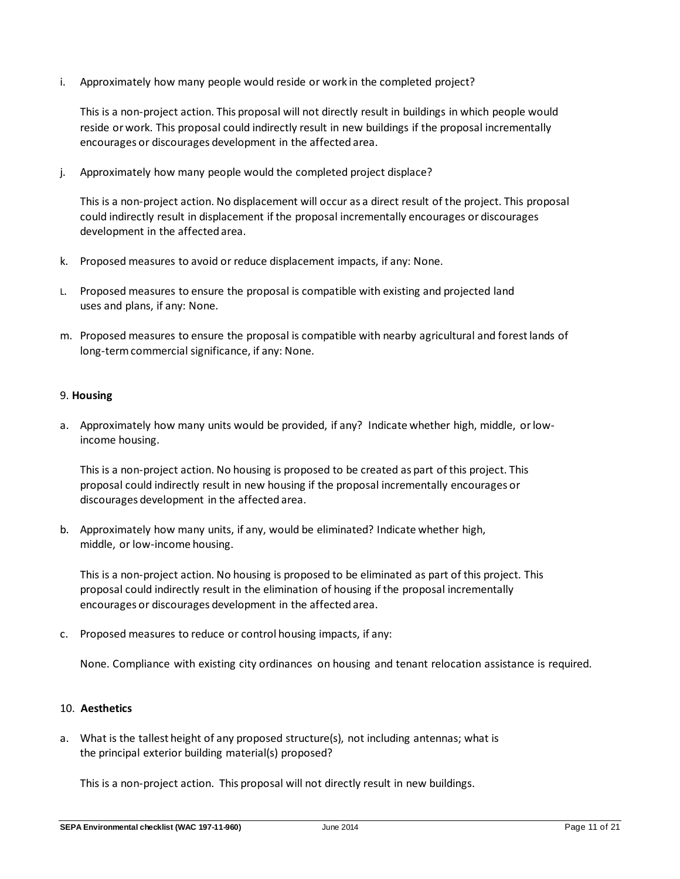i. Approximately how many people would reside or work in the completed project?

   This is a non-project action. This proposal will not directly result in buildings in which people would reside or work. This proposal could indirectly result in new buildings if the proposal incrementally encourages or discourages development in the affected area.

j. Approximately how many people would the completed project displace?

   This is a non-project action. No displacement will occur as a direct result of the project. This proposal could indirectly result in displacement if the proposal incrementally encourages or discourages development in the affected area.

k. Proposed measures to avoid or reduce displacement impacts, if any: None.

L. Proposed measures to ensure the proposal is compatible with existing and projected land uses and plans, if any: None.

m. Proposed measures to ensure the proposal is compatible with nearby agricultural and forest lands of long-term commercial significance, if any: None.

## 9. **Housing**

a. Approximately how many units would be provided, if any? Indicate whether high, middle, or low-income housing.

   This is a non-project action. No housing is proposed to be created as part of this project. This proposal could indirectly result in new housing if the proposal incrementally encourages or discourages development in the affected area.

b. Approximately how many units, if any, would be eliminated? Indicate whether high, middle, or low-income housing.

   This is a non-project action. No housing is proposed to be eliminated as part of this project. This proposal could indirectly result in the elimination of housing if the proposal incrementally encourages or discourages development in the affected area.

c. Proposed measures to reduce or control housing impacts, if any:

   None. Compliance with existing city ordinances on housing and tenant relocation assistance is required.

## 10. **Aesthetics**

a. What is the tallest height of any proposed structure(s), not including antennas; what is the principal exterior building material(s) proposed?

   This is a non-project action. This proposal will not directly result in new buildings.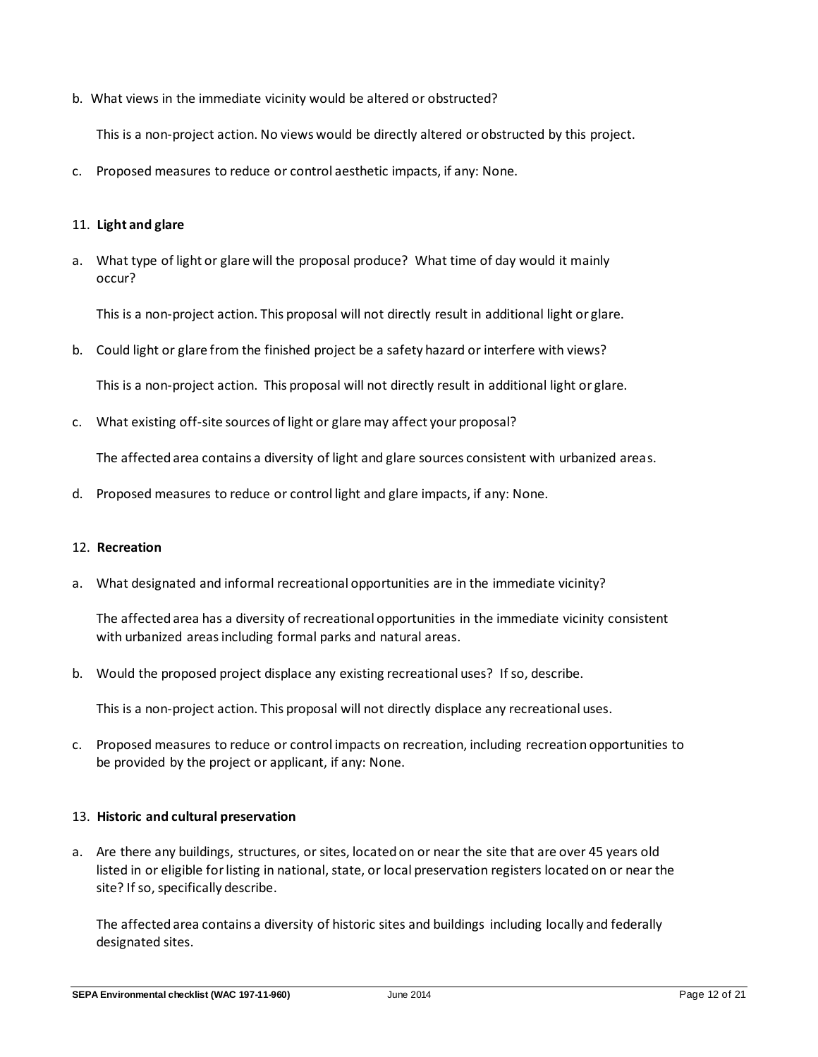b. What views in the immediate vicinity would be altered or obstructed?

   This is a non-project action. No views would be directly altered or obstructed by this project.

c. Proposed measures to reduce or control aesthetic impacts, if any: None.

11. **Light and glare**

a. What type of light or glare will the proposal produce? What time of day would it mainly occur?

   This is a non-project action. This proposal will not directly result in additional light or glare.

b. Could light or glare from the finished project be a safety hazard or interfere with views?

   This is a non-project action. This proposal will not directly result in additional light or glare.

c. What existing off-site sources of light or glare may affect your proposal?

   The affected area contains a diversity of light and glare sources consistent with urbanized areas.

d. Proposed measures to reduce or control light and glare impacts, if any: None.

12. **Recreation**

a. What designated and informal recreational opportunities are in the immediate vicinity?

   The affected area has a diversity of recreational opportunities in the immediate vicinity consistent with urbanized areas including formal parks and natural areas.

b. Would the proposed project displace any existing recreational uses? If so, describe.

   This is a non-project action. This proposal will not directly displace any recreational uses.

c. Proposed measures to reduce or control impacts on recreation, including recreation opportunities to be provided by the project or applicant, if any: None.

13. **Historic and cultural preservation**

a. Are there any buildings, structures, or sites, located on or near the site that are over 45 years old listed in or eligible for listing in national, state, or local preservation registers located on or near the site? If so, specifically describe.

   The affected area contains a diversity of historic sites and buildings including locally and federally designated sites.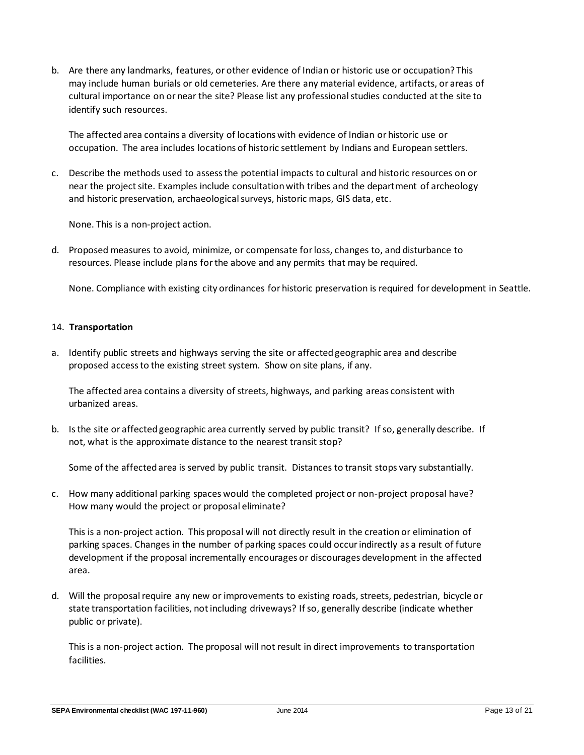b. Are there any landmarks, features, or other evidence of Indian or historic use or occupation? This may include human burials or old cemeteries. Are there any material evidence, artifacts, or areas of cultural importance on or near the site? Please list any professional studies conducted at the site to identify such resources.

   The affected area contains a diversity of locations with evidence of Indian or historic use or occupation. The area includes locations of historic settlement by Indians and European settlers.

c. Describe the methods used to assess the potential impacts to cultural and historic resources on or near the project site. Examples include consultation with tribes and the department of archeology and historic preservation, archaeological surveys, historic maps, GIS data, etc.

   None. This is a non-project action.

d. Proposed measures to avoid, minimize, or compensate for loss, changes to, and disturbance to resources. Please include plans for the above and any permits that may be required.

   None. Compliance with existing city ordinances for historic preservation is required for development in Seattle.

14. **Transportation**

a. Identify public streets and highways serving the site or affected geographic area and describe proposed access to the existing street system. Show on site plans, if any.

   The affected area contains a diversity of streets, highways, and parking areas consistent with urbanized areas.

b. Is the site or affected geographic area currently served by public transit? If so, generally describe. If not, what is the approximate distance to the nearest transit stop?

   Some of the affected area is served by public transit. Distances to transit stops vary substantially.

c. How many additional parking spaces would the completed project or non-project proposal have? How many would the project or proposal eliminate?

   This is a non-project action. This proposal will not directly result in the creation or elimination of parking spaces. Changes in the number of parking spaces could occur indirectly as a result of future development if the proposal incrementally encourages or discourages development in the affected area.

d. Will the proposal require any new or improvements to existing roads, streets, pedestrian, bicycle or state transportation facilities, not including driveways? If so, generally describe (indicate whether public or private).

   This is a non-project action. The proposal will not result in direct improvements to transportation facilities.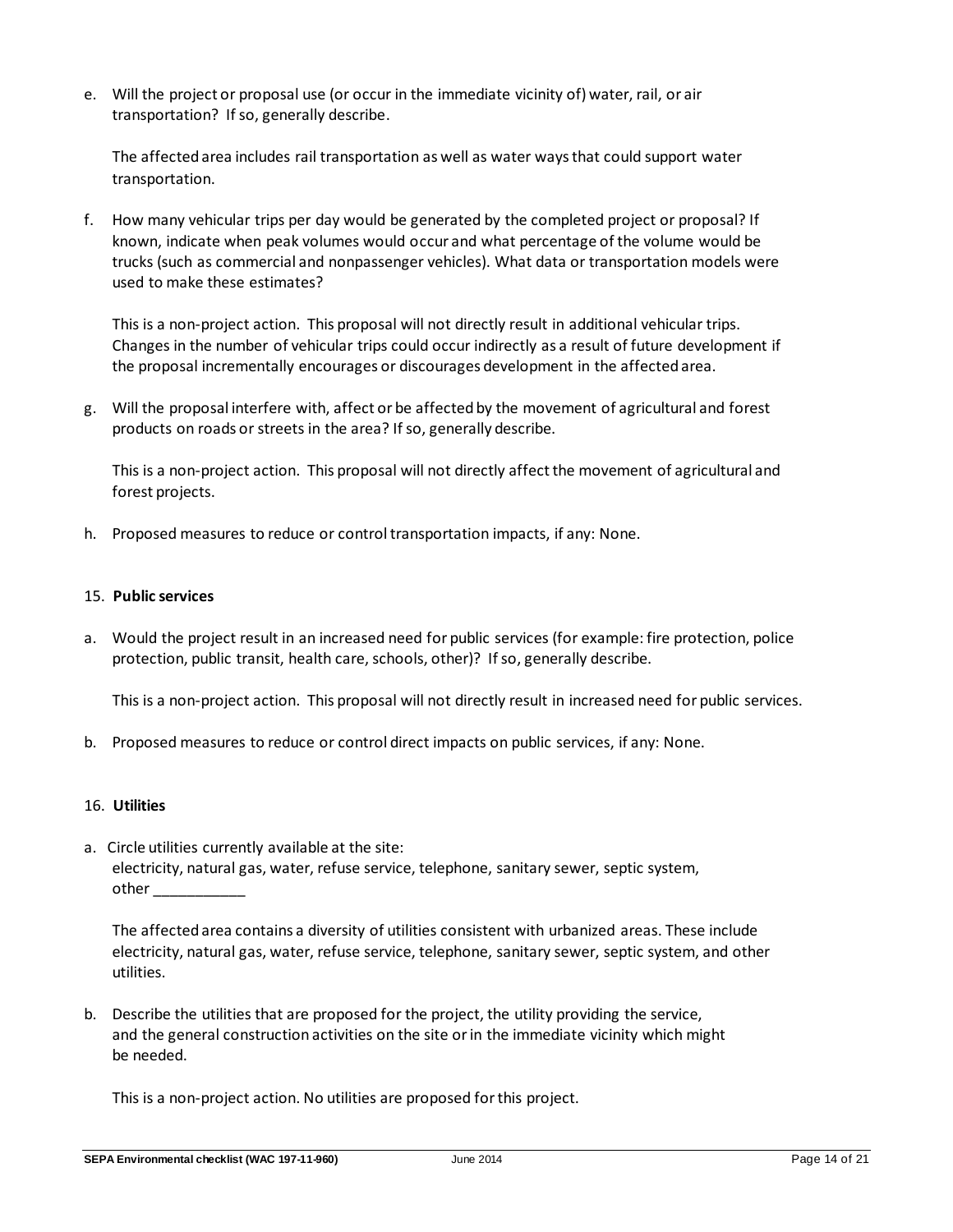e. Will the project or proposal use (or occur in the immediate vicinity of) water, rail, or air transportation? If so, generally describe.

   The affected area includes rail transportation as well as water ways that could support water transportation.

f. How many vehicular trips per day would be generated by the completed project or proposal? If known, indicate when peak volumes would occur and what percentage of the volume would be trucks (such as commercial and nonpassenger vehicles). What data or transportation models were used to make these estimates?

   This is a non-project action. This proposal will not directly result in additional vehicular trips. Changes in the number of vehicular trips could occur indirectly as a result of future development if the proposal incrementally encourages or discourages development in the affected area.

g. Will the proposal interfere with, affect or be affected by the movement of agricultural and forest products on roads or streets in the area? If so, generally describe.

   This is a non-project action. This proposal will not directly affect the movement of agricultural and forest projects.

h. Proposed measures to reduce or control transportation impacts, if any: None.

15. **Public services**

a. Would the project result in an increased need for public services (for example: fire protection, police protection, public transit, health care, schools, other)? If so, generally describe.

   This is a non-project action. This proposal will not directly result in increased need for public services.

b. Proposed measures to reduce or control direct impacts on public services, if any: None.

16. **Utilities**

a. Circle utilities currently available at the site:
   electricity, natural gas, water, refuse service, telephone, sanitary sewer, septic system, other ___________

   The affected area contains a diversity of utilities consistent with urbanized areas. These include electricity, natural gas, water, refuse service, telephone, sanitary sewer, septic system, and other utilities.

b. Describe the utilities that are proposed for the project, the utility providing the service, and the general construction activities on the site or in the immediate vicinity which might be needed.

   This is a non-project action. No utilities are proposed for this project.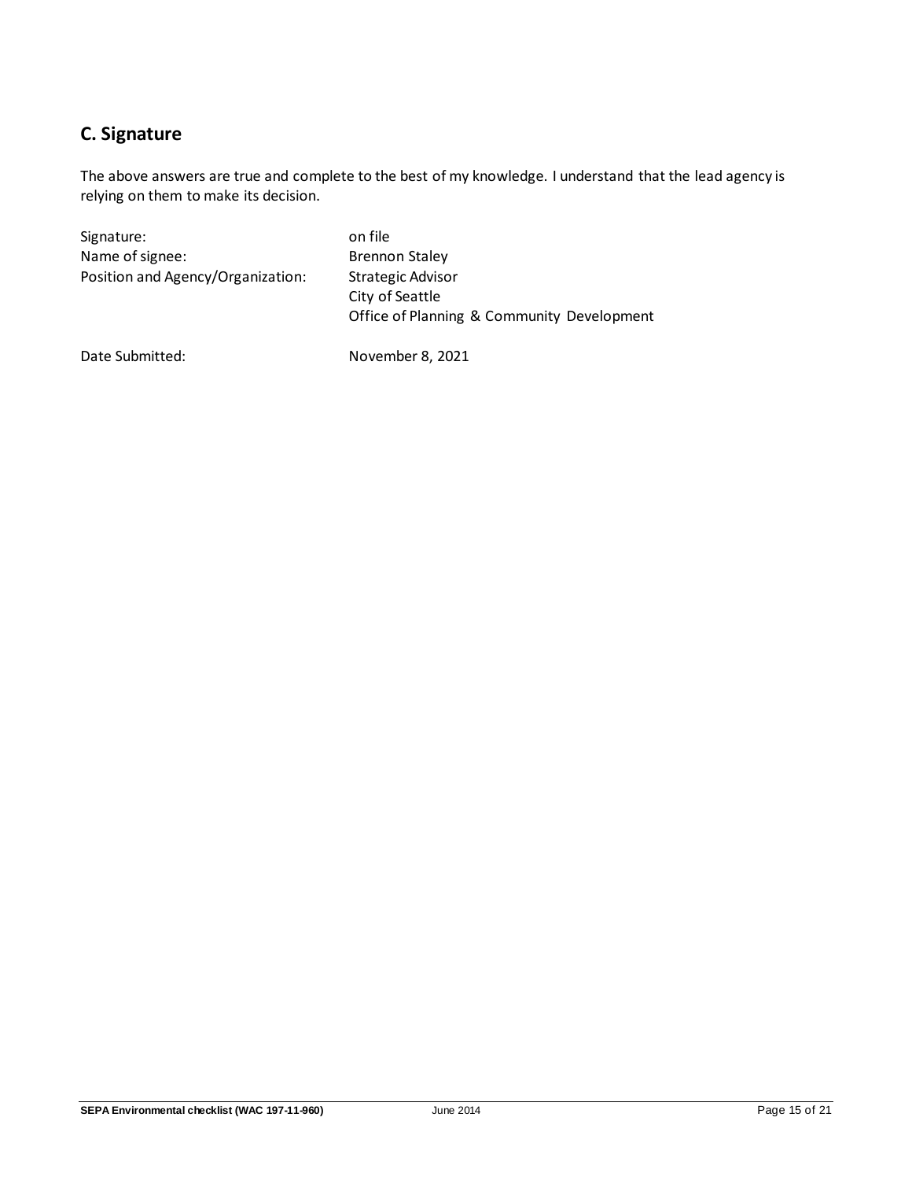## C. Signature

The above answers are true and complete to the best of my knowledge. I understand that the lead agency is relying on them to make its decision.

| | |
|---|---|
| Signature: | on file |
| Name of signee: | Brennon Staley |
| Position and Agency/Organization: | Strategic Advisor<br>City of Seattle<br>Office of Planning & Community Development |
| Date Submitted: | November 8, 2021 |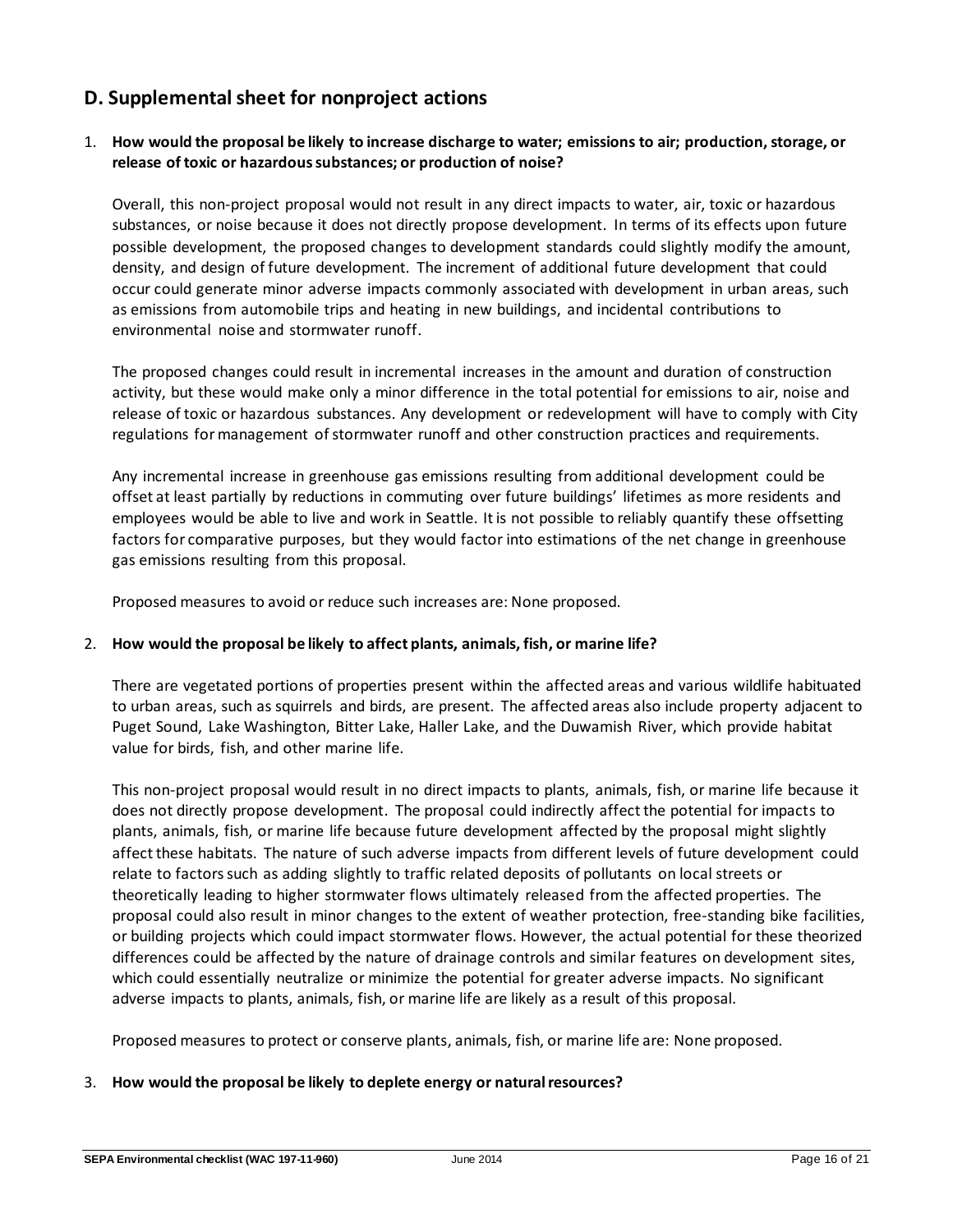## D. Supplemental sheet for nonproject actions

1. **How would the proposal be likely to increase discharge to water; emissions to air; production, storage, or release of toxic or hazardous substances; or production of noise?**

   Overall, this non-project proposal would not result in any direct impacts to water, air, toxic or hazardous substances, or noise because it does not directly propose development. In terms of its effects upon future possible development, the proposed changes to development standards could slightly modify the amount, density, and design of future development. The increment of additional future development that could occur could generate minor adverse impacts commonly associated with development in urban areas, such as emissions from automobile trips and heating in new buildings, and incidental contributions to environmental noise and stormwater runoff.

   The proposed changes could result in incremental increases in the amount and duration of construction activity, but these would make only a minor difference in the total potential for emissions to air, noise and release of toxic or hazardous substances. Any development or redevelopment will have to comply with City regulations for management of stormwater runoff and other construction practices and requirements.

   Any incremental increase in greenhouse gas emissions resulting from additional development could be offset at least partially by reductions in commuting over future buildings' lifetimes as more residents and employees would be able to live and work in Seattle. It is not possible to reliably quantify these offsetting factors for comparative purposes, but they would factor into estimations of the net change in greenhouse gas emissions resulting from this proposal.

   Proposed measures to avoid or reduce such increases are: None proposed.

2. **How would the proposal be likely to affect plants, animals, fish, or marine life?**

   There are vegetated portions of properties present within the affected areas and various wildlife habituated to urban areas, such as squirrels and birds, are present. The affected areas also include property adjacent to Puget Sound, Lake Washington, Bitter Lake, Haller Lake, and the Duwamish River, which provide habitat value for birds, fish, and other marine life.

   This non-project proposal would result in no direct impacts to plants, animals, fish, or marine life because it does not directly propose development. The proposal could indirectly affect the potential for impacts to plants, animals, fish, or marine life because future development affected by the proposal might slightly affect these habitats. The nature of such adverse impacts from different levels of future development could relate to factors such as adding slightly to traffic related deposits of pollutants on local streets or theoretically leading to higher stormwater flows ultimately released from the affected properties. The proposal could also result in minor changes to the extent of weather protection, free-standing bike facilities, or building projects which could impact stormwater flows. However, the actual potential for these theorized differences could be affected by the nature of drainage controls and similar features on development sites, which could essentially neutralize or minimize the potential for greater adverse impacts. No significant adverse impacts to plants, animals, fish, or marine life are likely as a result of this proposal.

   Proposed measures to protect or conserve plants, animals, fish, or marine life are: None proposed.

3. **How would the proposal be likely to deplete energy or natural resources?**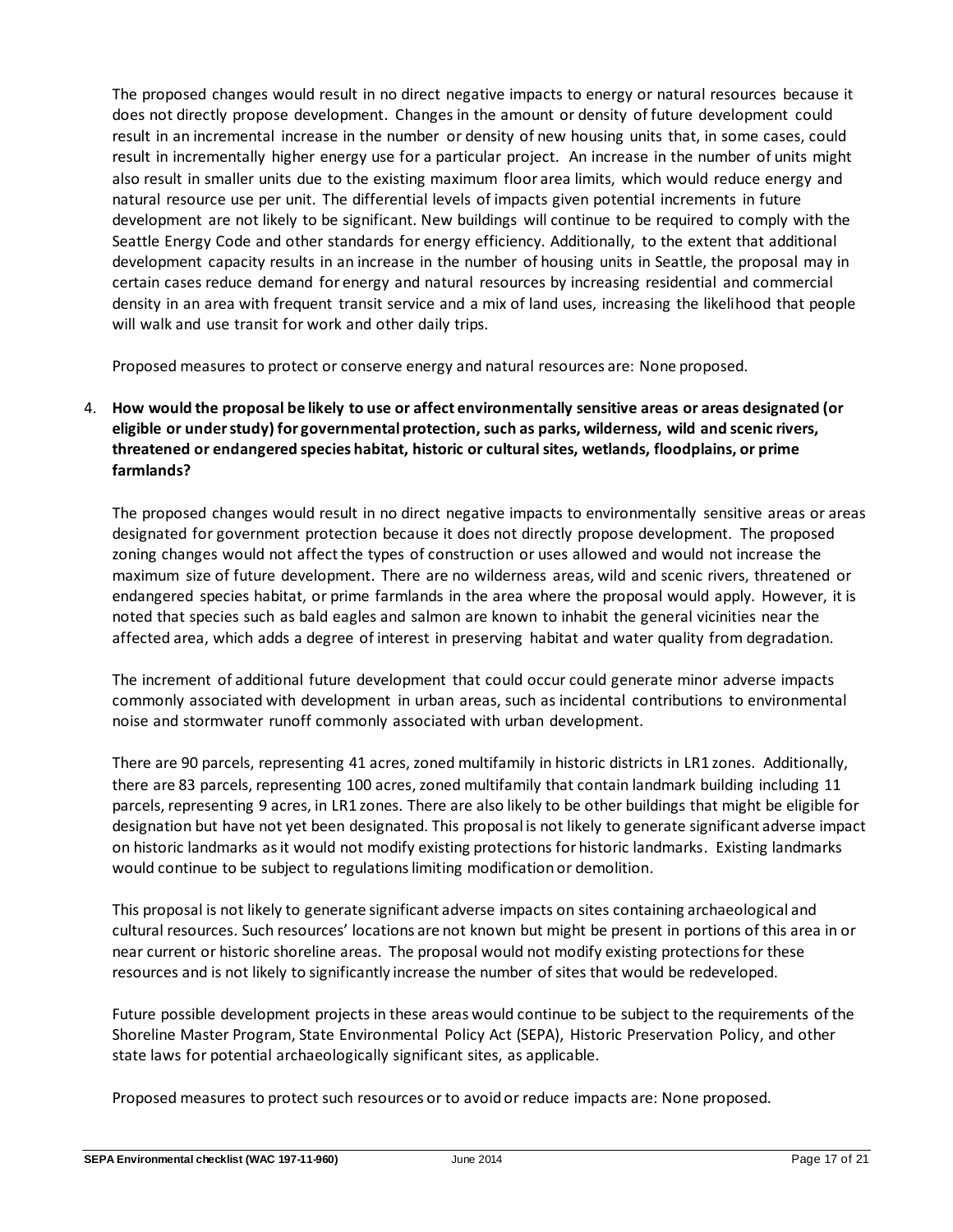The proposed changes would result in no direct negative impacts to energy or natural resources because it does not directly propose development. Changes in the amount or density of future development could result in an incremental increase in the number or density of new housing units that, in some cases, could result in incrementally higher energy use for a particular project. An increase in the number of units might also result in smaller units due to the existing maximum floor area limits, which would reduce energy and natural resource use per unit. The differential levels of impacts given potential increments in future development are not likely to be significant. New buildings will continue to be required to comply with the Seattle Energy Code and other standards for energy efficiency. Additionally, to the extent that additional development capacity results in an increase in the number of housing units in Seattle, the proposal may in certain cases reduce demand for energy and natural resources by increasing residential and commercial density in an area with frequent transit service and a mix of land uses, increasing the likelihood that people will walk and use transit for work and other daily trips.

Proposed measures to protect or conserve energy and natural resources are: None proposed.

4. **How would the proposal be likely to use or affect environmentally sensitive areas or areas designated (or eligible or under study) for governmental protection, such as parks, wilderness, wild and scenic rivers, threatened or endangered species habitat, historic or cultural sites, wetlands, floodplains, or prime farmlands?**

   The proposed changes would result in no direct negative impacts to environmentally sensitive areas or areas designated for government protection because it does not directly propose development. The proposed zoning changes would not affect the types of construction or uses allowed and would not increase the maximum size of future development. There are no wilderness areas, wild and scenic rivers, threatened or endangered species habitat, or prime farmlands in the area where the proposal would apply. However, it is noted that species such as bald eagles and salmon are known to inhabit the general vicinities near the affected area, which adds a degree of interest in preserving habitat and water quality from degradation.

   The increment of additional future development that could occur could generate minor adverse impacts commonly associated with development in urban areas, such as incidental contributions to environmental noise and stormwater runoff commonly associated with urban development.

   There are 90 parcels, representing 41 acres, zoned multifamily in historic districts in LR1 zones. Additionally, there are 83 parcels, representing 100 acres, zoned multifamily that contain landmark building including 11 parcels, representing 9 acres, in LR1 zones. There are also likely to be other buildings that might be eligible for designation but have not yet been designated. This proposal is not likely to generate significant adverse impact on historic landmarks as it would not modify existing protections for historic landmarks. Existing landmarks would continue to be subject to regulations limiting modification or demolition.

   This proposal is not likely to generate significant adverse impacts on sites containing archaeological and cultural resources. Such resources' locations are not known but might be present in portions of this area in or near current or historic shoreline areas. The proposal would not modify existing protections for these resources and is not likely to significantly increase the number of sites that would be redeveloped.

   Future possible development projects in these areas would continue to be subject to the requirements of the Shoreline Master Program, State Environmental Policy Act (SEPA), Historic Preservation Policy, and other state laws for potential archaeologically significant sites, as applicable.

   Proposed measures to protect such resources or to avoid or reduce impacts are: None proposed.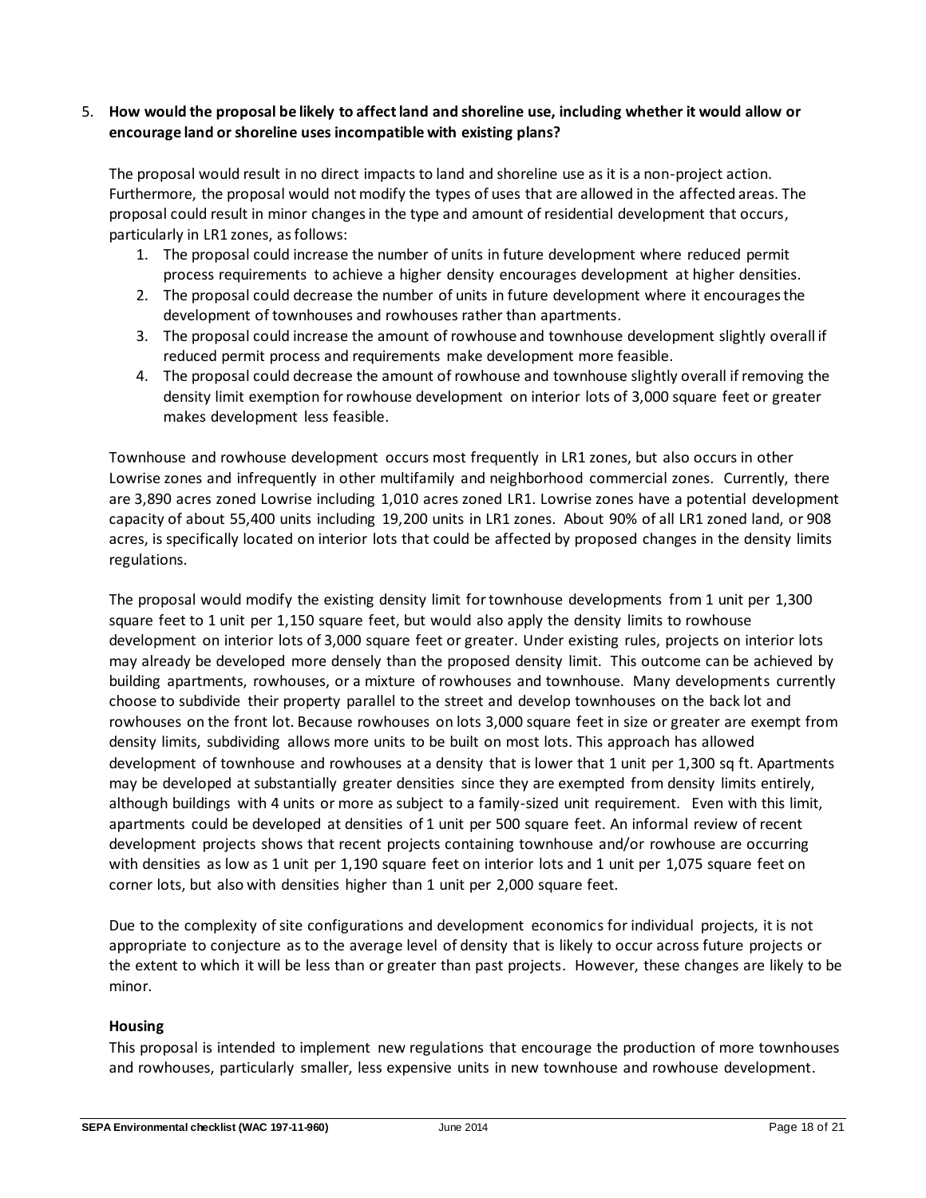5. **How would the proposal be likely to affect land and shoreline use, including whether it would allow or encourage land or shoreline uses incompatible with existing plans?**

The proposal would result in no direct impacts to land and shoreline use as it is a non-project action. Furthermore, the proposal would not modify the types of uses that are allowed in the affected areas. The proposal could result in minor changes in the type and amount of residential development that occurs, particularly in LR1 zones, as follows:

1. The proposal could increase the number of units in future development where reduced permit process requirements to achieve a higher density encourages development at higher densities.
2. The proposal could decrease the number of units in future development where it encourages the development of townhouses and rowhouses rather than apartments.
3. The proposal could increase the amount of rowhouse and townhouse development slightly overall if reduced permit process and requirements make development more feasible.
4. The proposal could decrease the amount of rowhouse and townhouse slightly overall if removing the density limit exemption for rowhouse development on interior lots of 3,000 square feet or greater makes development less feasible.

Townhouse and rowhouse development occurs most frequently in LR1 zones, but also occurs in other Lowrise zones and infrequently in other multifamily and neighborhood commercial zones. Currently, there are 3,890 acres zoned Lowrise including 1,010 acres zoned LR1. Lowrise zones have a potential development capacity of about 55,400 units including 19,200 units in LR1 zones. About 90% of all LR1 zoned land, or 908 acres, is specifically located on interior lots that could be affected by proposed changes in the density limits regulations.

The proposal would modify the existing density limit for townhouse developments from 1 unit per 1,300 square feet to 1 unit per 1,150 square feet, but would also apply the density limits to rowhouse development on interior lots of 3,000 square feet or greater. Under existing rules, projects on interior lots may already be developed more densely than the proposed density limit. This outcome can be achieved by building apartments, rowhouses, or a mixture of rowhouses and townhouse. Many developments currently choose to subdivide their property parallel to the street and develop townhouses on the back lot and rowhouses on the front lot. Because rowhouses on lots 3,000 square feet in size or greater are exempt from density limits, subdividing allows more units to be built on most lots. This approach has allowed development of townhouse and rowhouses at a density that is lower that 1 unit per 1,300 sq ft. Apartments may be developed at substantially greater densities since they are exempted from density limits entirely, although buildings with 4 units or more as subject to a family-sized unit requirement. Even with this limit, apartments could be developed at densities of 1 unit per 500 square feet. An informal review of recent development projects shows that recent projects containing townhouse and/or rowhouse are occurring with densities as low as 1 unit per 1,190 square feet on interior lots and 1 unit per 1,075 square feet on corner lots, but also with densities higher than 1 unit per 2,000 square feet.

Due to the complexity of site configurations and development economics for individual projects, it is not appropriate to conjecture as to the average level of density that is likely to occur across future projects or the extent to which it will be less than or greater than past projects. However, these changes are likely to be minor.

**Housing**

This proposal is intended to implement new regulations that encourage the production of more townhouses and rowhouses, particularly smaller, less expensive units in new townhouse and rowhouse development.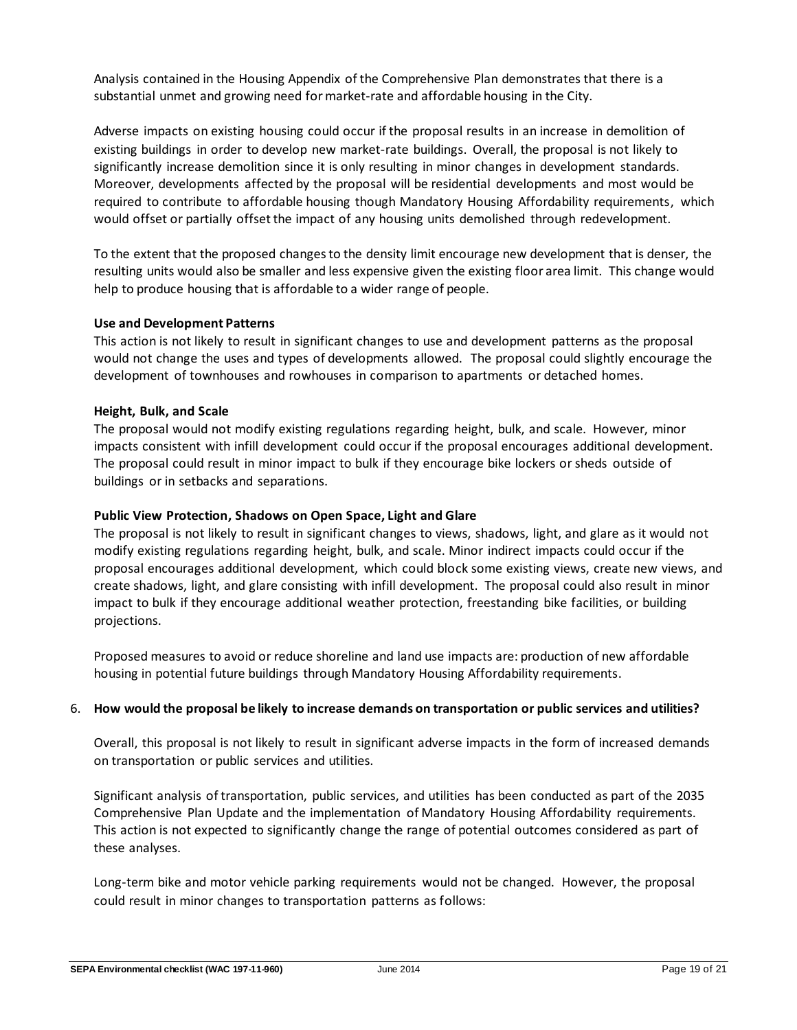Analysis contained in the Housing Appendix of the Comprehensive Plan demonstrates that there is a substantial unmet and growing need for market-rate and affordable housing in the City.

Adverse impacts on existing housing could occur if the proposal results in an increase in demolition of existing buildings in order to develop new market-rate buildings. Overall, the proposal is not likely to significantly increase demolition since it is only resulting in minor changes in development standards. Moreover, developments affected by the proposal will be residential developments and most would be required to contribute to affordable housing though Mandatory Housing Affordability requirements, which would offset or partially offset the impact of any housing units demolished through redevelopment.

To the extent that the proposed changes to the density limit encourage new development that is denser, the resulting units would also be smaller and less expensive given the existing floor area limit. This change would help to produce housing that is affordable to a wider range of people.

**Use and Development Patterns**

This action is not likely to result in significant changes to use and development patterns as the proposal would not change the uses and types of developments allowed. The proposal could slightly encourage the development of townhouses and rowhouses in comparison to apartments or detached homes.

**Height, Bulk, and Scale**

The proposal would not modify existing regulations regarding height, bulk, and scale. However, minor impacts consistent with infill development could occur if the proposal encourages additional development. The proposal could result in minor impact to bulk if they encourage bike lockers or sheds outside of buildings or in setbacks and separations.

**Public View Protection, Shadows on Open Space, Light and Glare**

The proposal is not likely to result in significant changes to views, shadows, light, and glare as it would not modify existing regulations regarding height, bulk, and scale. Minor indirect impacts could occur if the proposal encourages additional development, which could block some existing views, create new views, and create shadows, light, and glare consisting with infill development. The proposal could also result in minor impact to bulk if they encourage additional weather protection, freestanding bike facilities, or building projections.

Proposed measures to avoid or reduce shoreline and land use impacts are: production of new affordable housing in potential future buildings through Mandatory Housing Affordability requirements.

6. **How would the proposal be likely to increase demands on transportation or public services and utilities?**

   Overall, this proposal is not likely to result in significant adverse impacts in the form of increased demands on transportation or public services and utilities.

   Significant analysis of transportation, public services, and utilities has been conducted as part of the 2035 Comprehensive Plan Update and the implementation of Mandatory Housing Affordability requirements. This action is not expected to significantly change the range of potential outcomes considered as part of these analyses.

   Long-term bike and motor vehicle parking requirements would not be changed. However, the proposal could result in minor changes to transportation patterns as follows: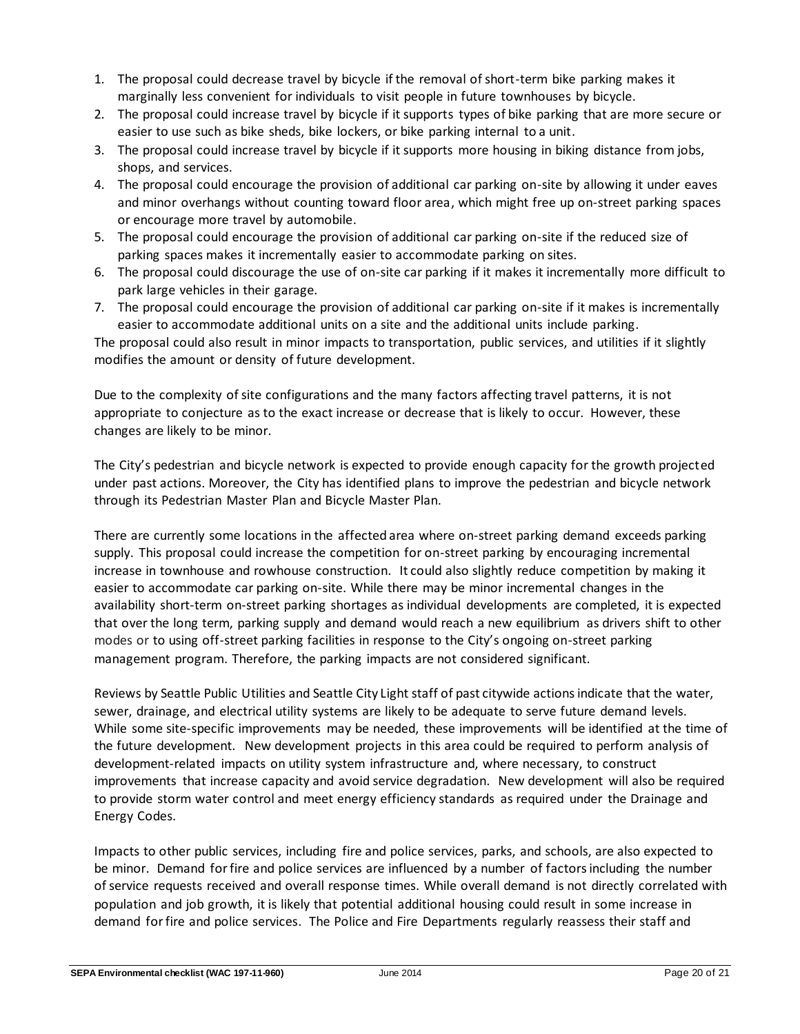1. The proposal could decrease travel by bicycle if the removal of short-term bike parking makes it marginally less convenient for individuals to visit people in future townhouses by bicycle.
2. The proposal could increase travel by bicycle if it supports types of bike parking that are more secure or easier to use such as bike sheds, bike lockers, or bike parking internal to a unit.
3. The proposal could increase travel by bicycle if it supports more housing in biking distance from jobs, shops, and services.
4. The proposal could encourage the provision of additional car parking on-site by allowing it under eaves and minor overhangs without counting toward floor area, which might free up on-street parking spaces or encourage more travel by automobile.
5. The proposal could encourage the provision of additional car parking on-site if the reduced size of parking spaces makes it incrementally easier to accommodate parking on sites.
6. The proposal could discourage the use of on-site car parking if it makes it incrementally more difficult to park large vehicles in their garage.
7. The proposal could encourage the provision of additional car parking on-site if it makes is incrementally easier to accommodate additional units on a site and the additional units include parking.

The proposal could also result in minor impacts to transportation, public services, and utilities if it slightly modifies the amount or density of future development.

Due to the complexity of site configurations and the many factors affecting travel patterns, it is not appropriate to conjecture as to the exact increase or decrease that is likely to occur. However, these changes are likely to be minor.

The City's pedestrian and bicycle network is expected to provide enough capacity for the growth projected under past actions. Moreover, the City has identified plans to improve the pedestrian and bicycle network through its Pedestrian Master Plan and Bicycle Master Plan.

There are currently some locations in the affected area where on-street parking demand exceeds parking supply. This proposal could increase the competition for on-street parking by encouraging incremental increase in townhouse and rowhouse construction. It could also slightly reduce competition by making it easier to accommodate car parking on-site. While there may be minor incremental changes in the availability short-term on-street parking shortages as individual developments are completed, it is expected that over the long term, parking supply and demand would reach a new equilibrium as drivers shift to other modes or to using off-street parking facilities in response to the City's ongoing on-street parking management program. Therefore, the parking impacts are not considered significant.

Reviews by Seattle Public Utilities and Seattle City Light staff of past citywide actions indicate that the water, sewer, drainage, and electrical utility systems are likely to be adequate to serve future demand levels. While some site-specific improvements may be needed, these improvements will be identified at the time of the future development. New development projects in this area could be required to perform analysis of development-related impacts on utility system infrastructure and, where necessary, to construct improvements that increase capacity and avoid service degradation. New development will also be required to provide storm water control and meet energy efficiency standards as required under the Drainage and Energy Codes.

Impacts to other public services, including fire and police services, parks, and schools, are also expected to be minor. Demand for fire and police services are influenced by a number of factors including the number of service requests received and overall response times. While overall demand is not directly correlated with population and job growth, it is likely that potential additional housing could result in some increase in demand for fire and police services. The Police and Fire Departments regularly reassess their staff and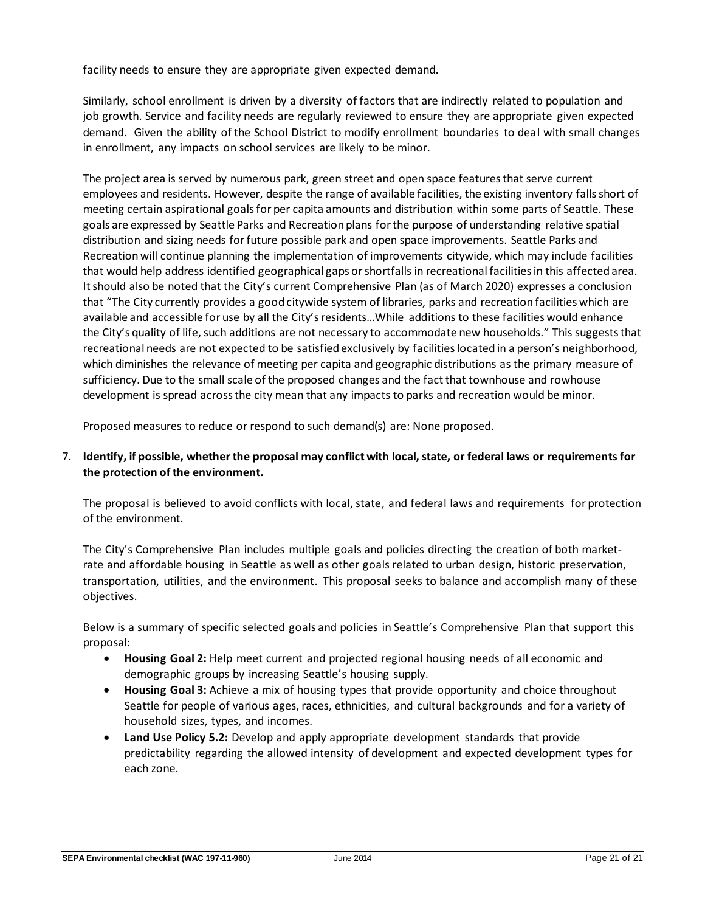facility needs to ensure they are appropriate given expected demand.

Similarly, school enrollment is driven by a diversity of factors that are indirectly related to population and job growth. Service and facility needs are regularly reviewed to ensure they are appropriate given expected demand. Given the ability of the School District to modify enrollment boundaries to deal with small changes in enrollment, any impacts on school services are likely to be minor.

The project area is served by numerous park, green street and open space features that serve current employees and residents. However, despite the range of available facilities, the existing inventory falls short of meeting certain aspirational goals for per capita amounts and distribution within some parts of Seattle. These goals are expressed by Seattle Parks and Recreation plans for the purpose of understanding relative spatial distribution and sizing needs for future possible park and open space improvements. Seattle Parks and Recreation will continue planning the implementation of improvements citywide, which may include facilities that would help address identified geographical gaps or shortfalls in recreational facilities in this affected area. It should also be noted that the City's current Comprehensive Plan (as of March 2020) expresses a conclusion that "The City currently provides a good citywide system of libraries, parks and recreation facilities which are available and accessible for use by all the City's residents…While additions to these facilities would enhance the City's quality of life, such additions are not necessary to accommodate new households." This suggests that recreational needs are not expected to be satisfied exclusively by facilities located in a person's neighborhood, which diminishes the relevance of meeting per capita and geographic distributions as the primary measure of sufficiency. Due to the small scale of the proposed changes and the fact that townhouse and rowhouse development is spread across the city mean that any impacts to parks and recreation would be minor.

Proposed measures to reduce or respond to such demand(s) are: None proposed.

7. **Identify, if possible, whether the proposal may conflict with local, state, or federal laws or requirements for the protection of the environment.**

   The proposal is believed to avoid conflicts with local, state, and federal laws and requirements for protection of the environment.

   The City's Comprehensive Plan includes multiple goals and policies directing the creation of both market-rate and affordable housing in Seattle as well as other goals related to urban design, historic preservation, transportation, utilities, and the environment. This proposal seeks to balance and accomplish many of these objectives.

   Below is a summary of specific selected goals and policies in Seattle's Comprehensive Plan that support this proposal:

   - **Housing Goal 2:** Help meet current and projected regional housing needs of all economic and demographic groups by increasing Seattle's housing supply.
   - **Housing Goal 3:** Achieve a mix of housing types that provide opportunity and choice throughout Seattle for people of various ages, races, ethnicities, and cultural backgrounds and for a variety of household sizes, types, and incomes.
   - **Land Use Policy 5.2:** Develop and apply appropriate development standards that provide predictability regarding the allowed intensity of development and expected development types for each zone.